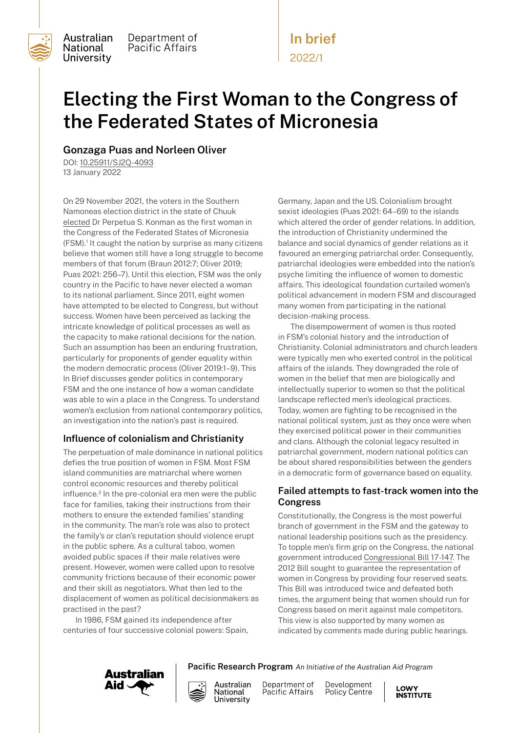Australian National University | Department of Pacific Affairs

In brief 2022/1

# Electing the First Woman to the Congress of the Federated States of Micronesia

## Gonzaga Puas and Norleen Oliver

DOI: 10.25911/SJ2Q-4093
13 January 2022

On 29 November 2021, the voters in the Southern Namoneas election district in the state of Chuuk elected Dr Perpetua S. Konman as the first woman in the Congress of the Federated States of Micronesia (FSM).[1] It caught the nation by surprise as many citizens believe that women still have a long struggle to become members of that forum (Braun 2012:7; Oliver 2019; Puas 2021: 256–7). Until this election, FSM was the only country in the Pacific to have never elected a woman to its national parliament. Since 2011, eight women have attempted to be elected to Congress, but without success. Women have been perceived as lacking the intricate knowledge of political processes as well as the capacity to make rational decisions for the nation. Such an assumption has been an enduring frustration, particularly for proponents of gender equality within the modern democratic process (Oliver 2019:1–9). This In Brief discusses gender politics in contemporary FSM and the one instance of how a woman candidate was able to win a place in the Congress. To understand women's exclusion from national contemporary politics, an investigation into the nation's past is required.

### Influence of colonialism and Christianity

The perpetuation of male dominance in national politics defies the true position of women in FSM. Most FSM island communities are matriarchal where women control economic resources and thereby political influence.[2] In the pre-colonial era men were the public face for families, taking their instructions from their mothers to ensure the extended families' standing in the community. The man's role was also to protect the family's or clan's reputation should violence erupt in the public sphere. As a cultural taboo, women avoided public spaces if their male relatives were present. However, women were called upon to resolve community frictions because of their economic power and their skill as negotiators. What then led to the displacement of women as political decisionmakers as practised in the past?

In 1986, FSM gained its independence after centuries of four successive colonial powers: Spain, Germany, Japan and the US. Colonialism brought sexist ideologies (Puas 2021: 64–69) to the islands which altered the order of gender relations. In addition, the introduction of Christianity undermined the balance and social dynamics of gender relations as it favoured an emerging patriarchal order. Consequently, patriarchal ideologies were embedded into the nation's psyche limiting the influence of women to domestic affairs. This ideological foundation curtailed women's political advancement in modern FSM and discouraged many women from participating in the national decision-making process.

The disempowerment of women is thus rooted in FSM's colonial history and the introduction of Christianity. Colonial administrators and church leaders were typically men who exerted control in the political affairs of the islands. They downgraded the role of women in the belief that men are biologically and intellectually superior to women so that the political landscape reflected men's ideological practices. Today, women are fighting to be recognised in the national political system, just as they once were when they exercised political power in their communities and clans. Although the colonial legacy resulted in patriarchal government, modern national politics can be about shared responsibilities between the genders in a democratic form of governance based on equality.

### Failed attempts to fast-track women into the Congress

Constitutionally, the Congress is the most powerful branch of government in the FSM and the gateway to national leadership positions such as the presidency. To topple men's firm grip on the Congress, the national government introduced Congressional Bill 17-147. The 2012 Bill sought to guarantee the representation of women in Congress by providing four reserved seats. This Bill was introduced twice and defeated both times, the argument being that women should run for Congress based on merit against male competitors. This view is also supported by many women as indicated by comments made during public hearings.

Australian Aid | **Pacific Research Program** *An Initiative of the Australian Aid Program* | Australian National University | Department of Pacific Affairs | Development Policy Centre | LOWY INSTITUTE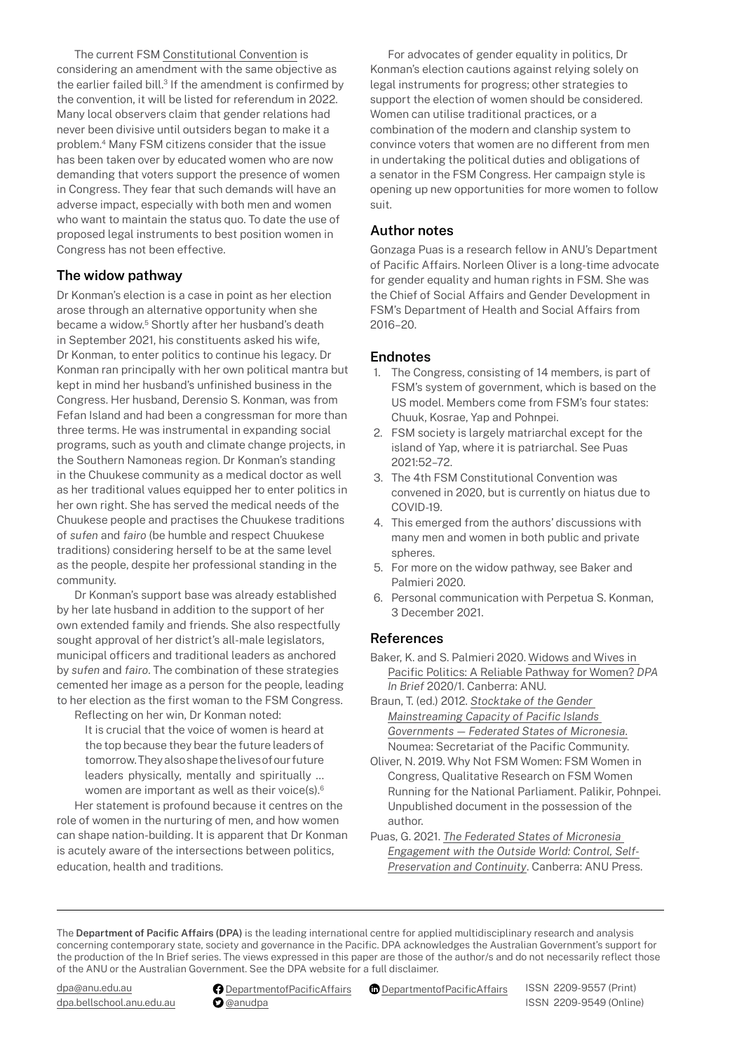The current FSM Constitutional Convention is considering an amendment with the same objective as the earlier failed bill.[3] If the amendment is confirmed by the convention, it will be listed for referendum in 2022. Many local observers claim that gender relations had never been divisive until outsiders began to make it a problem.[4] Many FSM citizens consider that the issue has been taken over by educated women who are now demanding that voters support the presence of women in Congress. They fear that such demands will have an adverse impact, especially with both men and women who want to maintain the status quo. To date the use of proposed legal instruments to best position women in Congress has not been effective.

## The widow pathway

Dr Konman's election is a case in point as her election arose through an alternative opportunity when she became a widow.[5] Shortly after her husband's death in September 2021, his constituents asked his wife, Dr Konman, to enter politics to continue his legacy. Dr Konman ran principally with her own political mantra but kept in mind her husband's unfinished business in the Congress. Her husband, Derensio S. Konman, was from Fefan Island and had been a congressman for more than three terms. He was instrumental in expanding social programs, such as youth and climate change projects, in the Southern Namoneas region. Dr Konman's standing in the Chuukese community as a medical doctor as well as her traditional values equipped her to enter politics in her own right. She has served the medical needs of the Chuukese people and practises the Chuukese traditions of *sufen* and *fairo* (be humble and respect Chuukese traditions) considering herself to be at the same level as the people, despite her professional standing in the community.

Dr Konman's support base was already established by her late husband in addition to the support of her own extended family and friends. She also respectfully sought approval of her district's all-male legislators, municipal officers and traditional leaders as anchored by *sufen* and *fairo*. The combination of these strategies cemented her image as a person for the people, leading to her election as the first woman to the FSM Congress.

Reflecting on her win, Dr Konman noted:

> It is crucial that the voice of women is heard at the top because they bear the future leaders of tomorrow. They also shape the lives of our future leaders physically, mentally and spiritually … women are important as well as their voice(s).[6]

Her statement is profound because it centres on the role of women in the nurturing of men, and how women can shape nation-building. It is apparent that Dr Konman is acutely aware of the intersections between politics, education, health and traditions.

For advocates of gender equality in politics, Dr Konman's election cautions against relying solely on legal instruments for progress; other strategies to support the election of women should be considered. Women can utilise traditional practices, or a combination of the modern and clanship system to convince voters that women are no different from men in undertaking the political duties and obligations of a senator in the FSM Congress. Her campaign style is opening up new opportunities for more women to follow suit.

## Author notes

Gonzaga Puas is a research fellow in ANU's Department of Pacific Affairs. Norleen Oliver is a long-time advocate for gender equality and human rights in FSM. She was the Chief of Social Affairs and Gender Development in FSM's Department of Health and Social Affairs from 2016–20.

## Endnotes

1. The Congress, consisting of 14 members, is part of FSM's system of government, which is based on the US model. Members come from FSM's four states: Chuuk, Kosrae, Yap and Pohnpei.
2. FSM society is largely matriarchal except for the island of Yap, where it is patriarchal. See Puas 2021:52–72.
3. The 4th FSM Constitutional Convention was convened in 2020, but is currently on hiatus due to COVID-19.
4. This emerged from the authors' discussions with many men and women in both public and private spheres.
5. For more on the widow pathway, see Baker and Palmieri 2020.
6. Personal communication with Perpetua S. Konman, 3 December 2021.

## References

Baker, K. and S. Palmieri 2020. Widows and Wives in Pacific Politics: A Reliable Pathway for Women? *DPA In Brief* 2020/1. Canberra: ANU.

Braun, T. (ed.) 2012. *Stocktake of the Gender Mainstreaming Capacity of Pacific Islands Governments — Federated States of Micronesia.* Noumea: Secretariat of the Pacific Community.

Oliver, N. 2019. Why Not FSM Women: FSM Women in Congress, Qualitative Research on FSM Women Running for the National Parliament. Palikir, Pohnpei. Unpublished document in the possession of the author.

Puas, G. 2021. *The Federated States of Micronesia Engagement with the Outside World: Control, Self-Preservation and Continuity*. Canberra: ANU Press.

The **Department of Pacific Affairs (DPA)** is the leading international centre for applied multidisciplinary research and analysis concerning contemporary state, society and governance in the Pacific. DPA acknowledges the Australian Government's support for the production of the In Brief series. The views expressed in this paper are those of the author/s and do not necessarily reflect those of the ANU or the Australian Government. See the DPA website for a full disclaimer.

dpa@anu.edu.au
dpa.bellschool.anu.edu.au
DepartmentofPacificAffairs
@anudpa
DepartmentofPacificAffairs
ISSN 2209-9557 (Print)
ISSN 2209-9549 (Online)